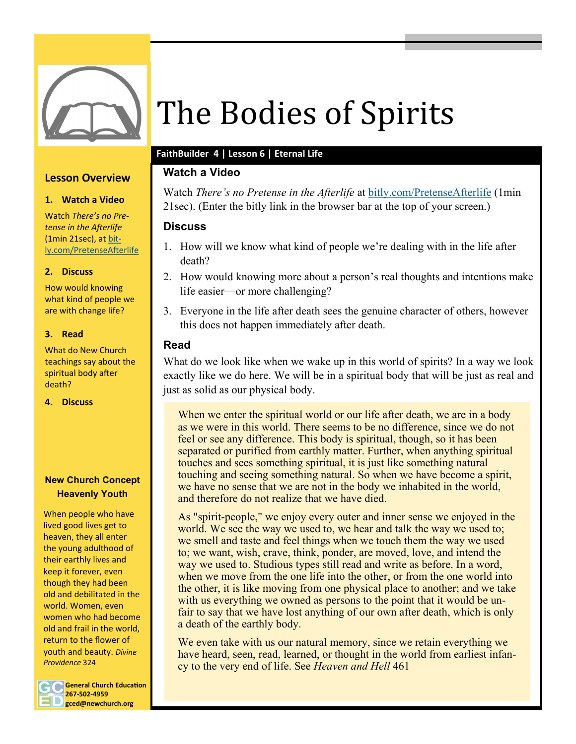# The Bodies of Spirits

**FaithBuilder 4 | Lesson 6 | Eternal Life**

## Watch a Video

Watch *There's no Pretense in the Afterlife* at bitly.com/PretenseAfterlife (1min 21sec). (Enter the bitly link in the browser bar at the top of your screen.)

## Discuss

1. How will we know what kind of people we're dealing with in the life after death?
2. How would knowing more about a person's real thoughts and intentions make life easier—or more challenging?
3. Everyone in the life after death sees the genuine character of others, however this does not happen immediately after death.

## Read

What do we look like when we wake up in this world of spirits? In a way we look exactly like we do here. We will be in a spiritual body that will be just as real and just as solid as our physical body.

> When we enter the spiritual world or our life after death, we are in a body as we were in this world. There seems to be no difference, since we do not feel or see any difference. This body is spiritual, though, so it has been separated or purified from earthly matter. Further, when anything spiritual touches and sees something spiritual, it is just like something natural touching and seeing something natural. So when we have become a spirit, we have no sense that we are not in the body we inhabited in the world, and therefore do not realize that we have died.
>
> As "spirit-people," we enjoy every outer and inner sense we enjoyed in the world. We see the way we used to, we hear and talk the way we used to; we smell and taste and feel things when we touch them the way we used to; we want, wish, crave, think, ponder, are moved, love, and intend the way we used to. Studious types still read and write as before. In a word, when we move from the one life into the other, or from the one world into the other, it is like moving from one physical place to another; and we take with us everything we owned as persons to the point that it would be unfair to say that we have lost anything of our own after death, which is only a death of the earthly body.
>
> We even take with us our natural memory, since we retain everything we have heard, seen, read, learned, or thought in the world from earliest infancy to the very end of life. See *Heaven and Hell* 461

### Lesson Overview

1. **Watch a Video**

   Watch *There's no Pretense in the Afterlife* (1min 21sec), at bitly.com/PretenseAfterlife

2. **Discuss**

   How would knowing what kind of people we are with change life?

3. **Read**

   What do New Church teachings say about the spiritual body after death?

4. **Discuss**

### New Church Concept
### Heavenly Youth

When people who have lived good lives get to heaven, they all enter the young adulthood of their earthly lives and keep it forever, even though they had been old and debilitated in the world. Women, even women who had become old and frail in the world, return to the flower of youth and beauty. *Divine Providence* 324

General Church Education
267-502-4959
gced@newchurch.org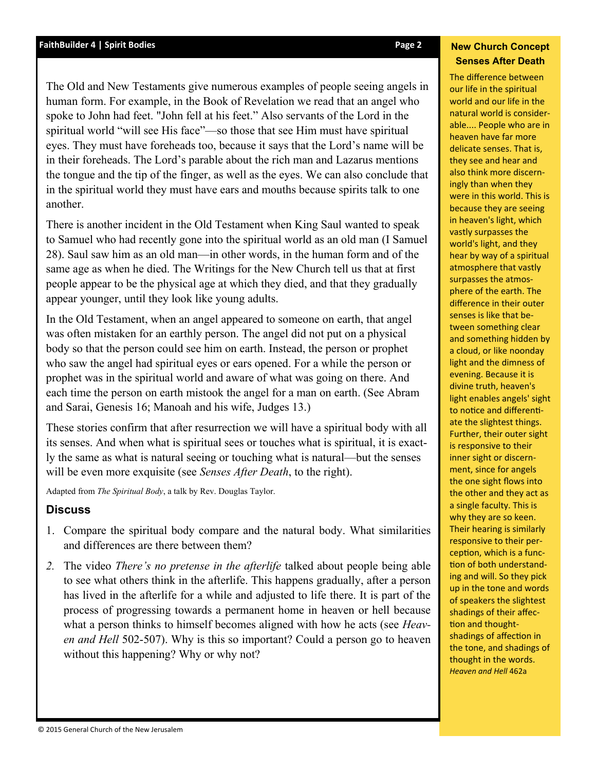The Old and New Testaments give numerous examples of people seeing angels in human form. For example, in the Book of Revelation we read that an angel who spoke to John had feet. "John fell at his feet." Also servants of the Lord in the spiritual world "will see His face"—so those that see Him must have spiritual eyes. They must have foreheads too, because it says that the Lord's name will be in their foreheads. The Lord's parable about the rich man and Lazarus mentions the tongue and the tip of the finger, as well as the eyes. We can also conclude that in the spiritual world they must have ears and mouths because spirits talk to one another.

There is another incident in the Old Testament when King Saul wanted to speak to Samuel who had recently gone into the spiritual world as an old man (I Samuel 28). Saul saw him as an old man—in other words, in the human form and of the same age as when he died. The Writings for the New Church tell us that at first people appear to be the physical age at which they died, and that they gradually appear younger, until they look like young adults.

In the Old Testament, when an angel appeared to someone on earth, that angel was often mistaken for an earthly person. The angel did not put on a physical body so that the person could see him on earth. Instead, the person or prophet who saw the angel had spiritual eyes or ears opened. For a while the person or prophet was in the spiritual world and aware of what was going on there. And each time the person on earth mistook the angel for a man on earth. (See Abram and Sarai, Genesis 16; Manoah and his wife, Judges 13.)

These stories confirm that after resurrection we will have a spiritual body with all its senses. And when what is spiritual sees or touches what is spiritual, it is exactly the same as what is natural seeing or touching what is natural—but the senses will be even more exquisite (see *Senses After Death*, to the right).

Adapted from *The Spiritual Body*, a talk by Rev. Douglas Taylor.

### Discuss

1. Compare the spiritual body compare and the natural body. What similarities and differences are there between them?
2. The video *There's no pretense in the afterlife* talked about people being able to see what others think in the afterlife. This happens gradually, after a person has lived in the afterlife for a while and adjusted to life there. It is part of the process of progressing towards a permanent home in heaven or hell because what a person thinks to himself becomes aligned with how he acts (see *Heaven and Hell* 502-507). Why is this so important? Could a person go to heaven without this happening? Why or why not?

### New Church Concept
### Senses After Death

The difference between our life in the spiritual world and our life in the natural world is considerable.... People who are in heaven have far more delicate senses. That is, they see and hear and also think more discerningly than when they were in this world. This is because they are seeing in heaven's light, which vastly surpasses the world's light, and they hear by way of a spiritual atmosphere that vastly surpasses the atmosphere of the earth. The difference in their outer senses is like that between something clear and something hidden by a cloud, or like noonday light and the dimness of evening. Because it is divine truth, heaven's light enables angels' sight to notice and differentiate the slightest things. Further, their outer sight is responsive to their inner sight or discernment, since for angels the one sight flows into the other and they act as a single faculty. This is why they are so keen. Their hearing is similarly responsive to their perception, which is a function of both understanding and will. So they pick up in the tone and words of speakers the slightest shadings of their affection and thought-shadings of affection in the tone, and shadings of thought in the words. *Heaven and Hell* 462a

© 2015 General Church of the New Jerusalem